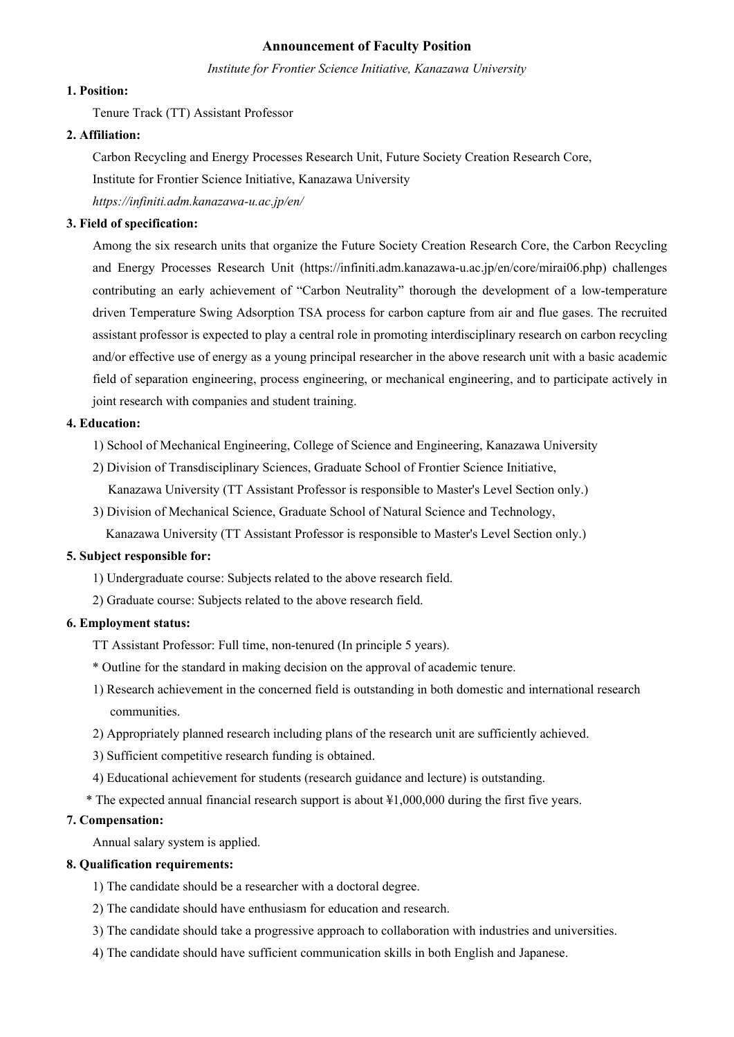# Announcement of Faculty Position

*Institute for Frontier Science Initiative, Kanazawa University*

**1. Position:**

Tenure Track (TT) Assistant Professor

**2. Affiliation:**

Carbon Recycling and Energy Processes Research Unit, Future Society Creation Research Core,
Institute for Frontier Science Initiative, Kanazawa University
*https://infiniti.adm.kanazawa-u.ac.jp/en/*

**3. Field of specification:**

Among the six research units that organize the Future Society Creation Research Core, the Carbon Recycling and Energy Processes Research Unit (https://infiniti.adm.kanazawa-u.ac.jp/en/core/mirai06.php) challenges contributing an early achievement of "Carbon Neutrality" thorough the development of a low-temperature driven Temperature Swing Adsorption TSA process for carbon capture from air and flue gases. The recruited assistant professor is expected to play a central role in promoting interdisciplinary research on carbon recycling and/or effective use of energy as a young principal researcher in the above research unit with a basic academic field of separation engineering, process engineering, or mechanical engineering, and to participate actively in joint research with companies and student training.

**4. Education:**

1) School of Mechanical Engineering, College of Science and Engineering, Kanazawa University
2) Division of Transdisciplinary Sciences, Graduate School of Frontier Science Initiative, Kanazawa University (TT Assistant Professor is responsible to Master's Level Section only.)
3) Division of Mechanical Science, Graduate School of Natural Science and Technology, Kanazawa University (TT Assistant Professor is responsible to Master's Level Section only.)

**5. Subject responsible for:**

1) Undergraduate course: Subjects related to the above research field.
2) Graduate course: Subjects related to the above research field.

**6. Employment status:**

TT Assistant Professor: Full time, non-tenured (In principle 5 years).

\* Outline for the standard in making decision on the approval of academic tenure.

1) Research achievement in the concerned field is outstanding in both domestic and international research communities.
2) Appropriately planned research including plans of the research unit are sufficiently achieved.
3) Sufficient competitive research funding is obtained.
4) Educational achievement for students (research guidance and lecture) is outstanding.

\* The expected annual financial research support is about ¥1,000,000 during the first five years.

**7. Compensation:**

Annual salary system is applied.

**8. Qualification requirements:**

1) The candidate should be a researcher with a doctoral degree.
2) The candidate should have enthusiasm for education and research.
3) The candidate should take a progressive approach to collaboration with industries and universities.
4) The candidate should have sufficient communication skills in both English and Japanese.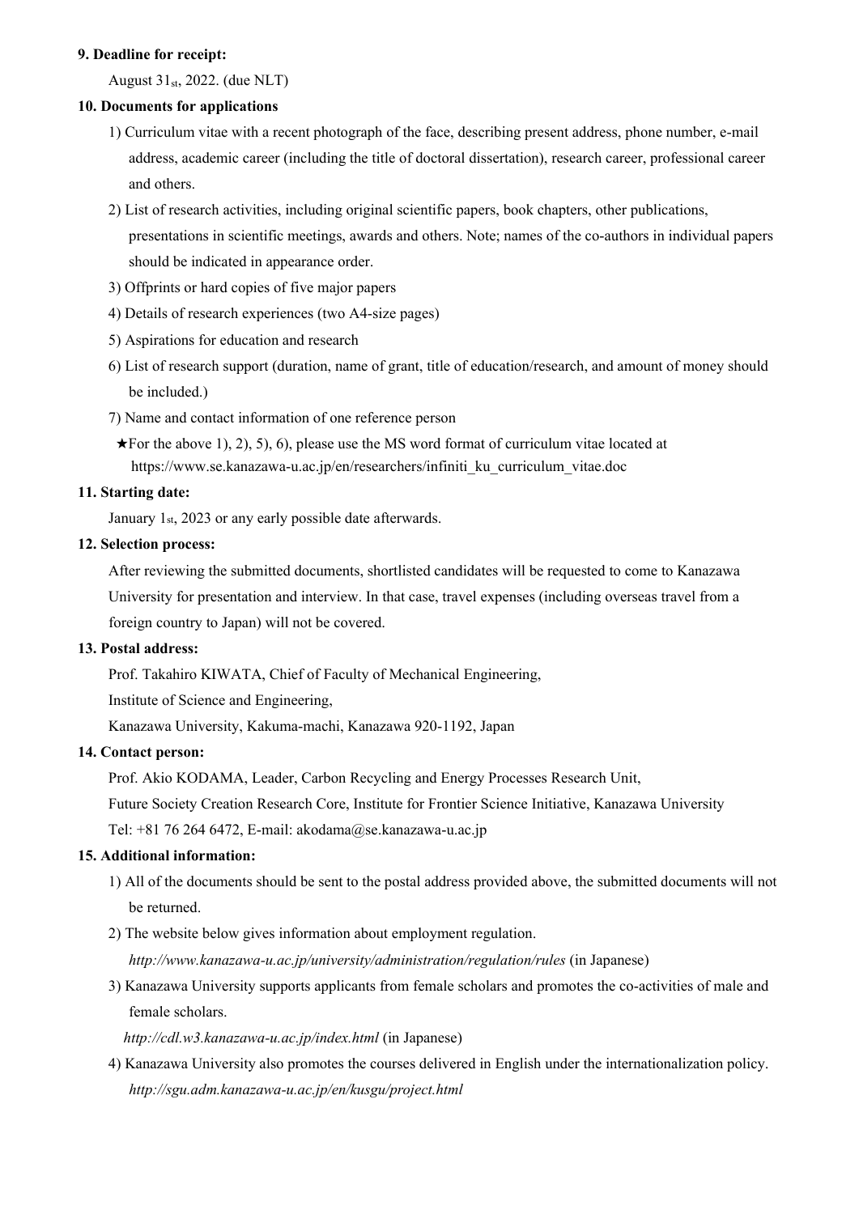**9. Deadline for receipt:**

August $31_{st}$, 2022. (due NLT)

**10. Documents for applications**

1) Curriculum vitae with a recent photograph of the face, describing present address, phone number, e-mail address, academic career (including the title of doctoral dissertation), research career, professional career and others.
2) List of research activities, including original scientific papers, book chapters, other publications, presentations in scientific meetings, awards and others. Note; names of the co-authors in individual papers should be indicated in appearance order.
3) Offprints or hard copies of five major papers
4) Details of research experiences (two A4-size pages)
5) Aspirations for education and research
6) List of research support (duration, name of grant, title of education/research, and amount of money should be included.)
7) Name and contact information of one reference person

★For the above 1), 2), 5), 6), please use the MS word format of curriculum vitae located at https://www.se.kanazawa-u.ac.jp/en/researchers/infiniti_ku_curriculum_vitae.doc

**11. Starting date:**

January $1_{st}$, 2023 or any early possible date afterwards.

**12. Selection process:**

After reviewing the submitted documents, shortlisted candidates will be requested to come to Kanazawa University for presentation and interview. In that case, travel expenses (including overseas travel from a foreign country to Japan) will not be covered.

**13. Postal address:**

Prof. Takahiro KIWATA, Chief of Faculty of Mechanical Engineering,
Institute of Science and Engineering,
Kanazawa University, Kakuma-machi, Kanazawa 920-1192, Japan

**14. Contact person:**

Prof. Akio KODAMA, Leader, Carbon Recycling and Energy Processes Research Unit,
Future Society Creation Research Core, Institute for Frontier Science Initiative, Kanazawa University
Tel: +81 76 264 6472, E-mail: akodama@se.kanazawa-u.ac.jp

**15. Additional information:**

1) All of the documents should be sent to the postal address provided above, the submitted documents will not be returned.
2) The website below gives information about employment regulation.
   *http://www.kanazawa-u.ac.jp/university/administration/regulation/rules* (in Japanese)
3) Kanazawa University supports applicants from female scholars and promotes the co-activities of male and female scholars.
   *http://cdl.w3.kanazawa-u.ac.jp/index.html* (in Japanese)
4) Kanazawa University also promotes the courses delivered in English under the internationalization policy.
   *http://sgu.adm.kanazawa-u.ac.jp/en/kusgu/project.html*